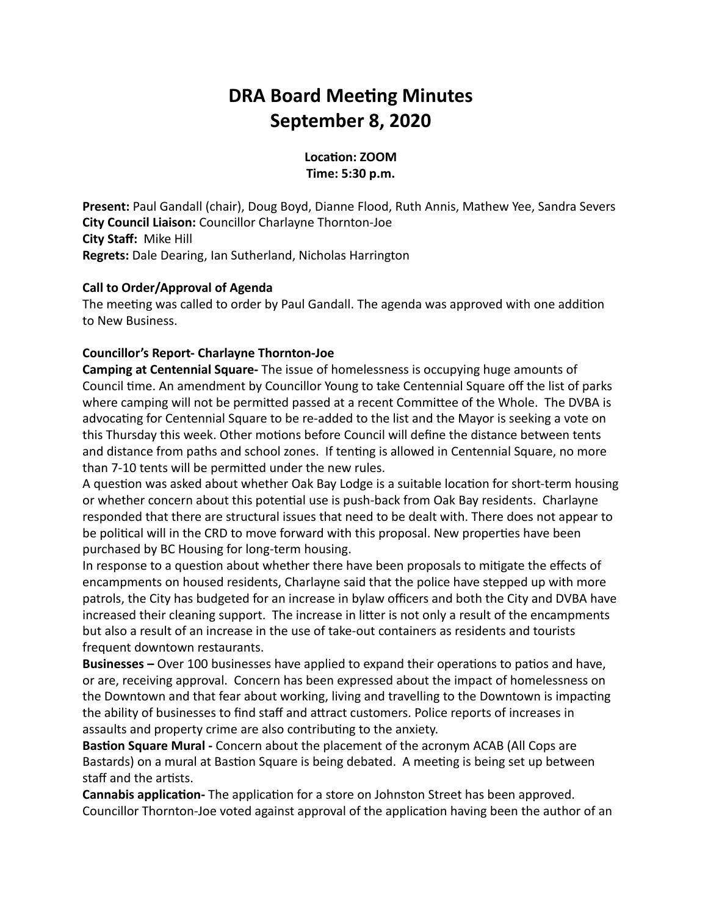# DRA Board Meeting Minutes
# September 8, 2020

**Location: ZOOM**
**Time: 5:30 p.m.**

**Present:** Paul Gandall (chair), Doug Boyd, Dianne Flood, Ruth Annis, Mathew Yee, Sandra Severs
**City Council Liaison:** Councillor Charlayne Thornton-Joe
**City Staff:** Mike Hill
**Regrets:** Dale Dearing, Ian Sutherland, Nicholas Harrington

**Call to Order/Approval of Agenda**
The meeting was called to order by Paul Gandall. The agenda was approved with one addition to New Business.

**Councillor's Report- Charlayne Thornton-Joe**
**Camping at Centennial Square-** The issue of homelessness is occupying huge amounts of Council time. An amendment by Councillor Young to take Centennial Square off the list of parks where camping will not be permitted passed at a recent Committee of the Whole. The DVBA is advocating for Centennial Square to be re-added to the list and the Mayor is seeking a vote on this Thursday this week. Other motions before Council will define the distance between tents and distance from paths and school zones. If tenting is allowed in Centennial Square, no more than 7-10 tents will be permitted under the new rules.
A question was asked about whether Oak Bay Lodge is a suitable location for short-term housing or whether concern about this potential use is push-back from Oak Bay residents. Charlayne responded that there are structural issues that need to be dealt with. There does not appear to be political will in the CRD to move forward with this proposal. New properties have been purchased by BC Housing for long-term housing.
In response to a question about whether there have been proposals to mitigate the effects of encampments on housed residents, Charlayne said that the police have stepped up with more patrols, the City has budgeted for an increase in bylaw officers and both the City and DVBA have increased their cleaning support. The increase in litter is not only a result of the encampments but also a result of an increase in the use of take-out containers as residents and tourists frequent downtown restaurants.
**Businesses –** Over 100 businesses have applied to expand their operations to patios and have, or are, receiving approval. Concern has been expressed about the impact of homelessness on the Downtown and that fear about working, living and travelling to the Downtown is impacting the ability of businesses to find staff and attract customers. Police reports of increases in assaults and property crime are also contributing to the anxiety.
**Bastion Square Mural -** Concern about the placement of the acronym ACAB (All Cops are Bastards) on a mural at Bastion Square is being debated. A meeting is being set up between staff and the artists.
**Cannabis application-** The application for a store on Johnston Street has been approved. Councillor Thornton-Joe voted against approval of the application having been the author of an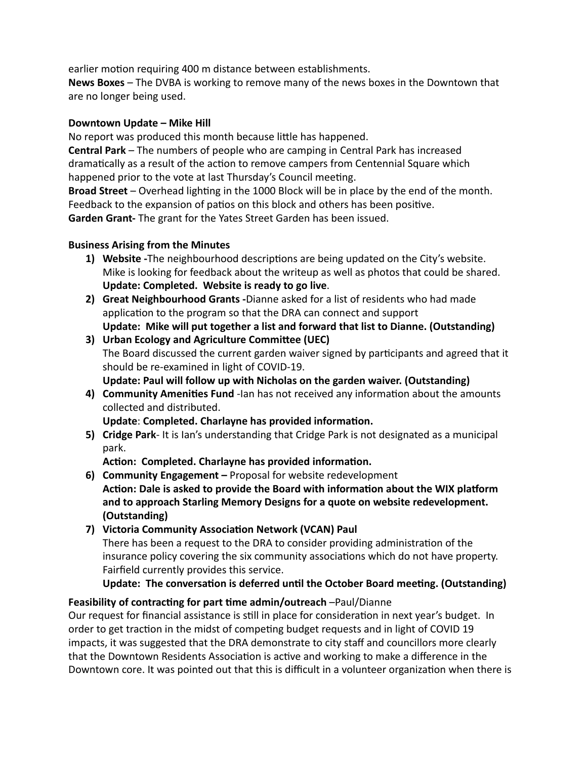earlier motion requiring 400 m distance between establishments.

**News Boxes** – The DVBA is working to remove many of the news boxes in the Downtown that are no longer being used.

**Downtown Update – Mike Hill**

No report was produced this month because little has happened.

**Central Park** – The numbers of people who are camping in Central Park has increased dramatically as a result of the action to remove campers from Centennial Square which happened prior to the vote at last Thursday's Council meeting.

**Broad Street** – Overhead lighting in the 1000 Block will be in place by the end of the month. Feedback to the expansion of patios on this block and others has been positive.

**Garden Grant-** The grant for the Yates Street Garden has been issued.

**Business Arising from the Minutes**

1) **Website -**The neighbourhood descriptions are being updated on the City's website. Mike is looking for feedback about the writeup as well as photos that could be shared. **Update: Completed. Website is ready to go live**.
2) **Great Neighbourhood Grants -**Dianne asked for a list of residents who had made application to the program so that the DRA can connect and support
   **Update: Mike will put together a list and forward that list to Dianne. (Outstanding)**
3) **Urban Ecology and Agriculture Committee (UEC)**
   The Board discussed the current garden waiver signed by participants and agreed that it should be re-examined in light of COVID-19.
   **Update: Paul will follow up with Nicholas on the garden waiver. (Outstanding)**
4) **Community Amenities Fund** -Ian has not received any information about the amounts collected and distributed.
   **Update**: **Completed. Charlayne has provided information.**
5) **Cridge Park**- It is Ian's understanding that Cridge Park is not designated as a municipal park.
   **Action: Completed. Charlayne has provided information.**
6) **Community Engagement –** Proposal for website redevelopment
   **Action: Dale is asked to provide the Board with information about the WIX platform and to approach Starling Memory Designs for a quote on website redevelopment. (Outstanding)**
7) **Victoria Community Association Network (VCAN) Paul**
   There has been a request to the DRA to consider providing administration of the insurance policy covering the six community associations which do not have property. Fairfield currently provides this service.
   **Update: The conversation is deferred until the October Board meeting. (Outstanding)**

**Feasibility of contracting for part time admin/outreach** –Paul/Dianne

Our request for financial assistance is still in place for consideration in next year's budget. In order to get traction in the midst of competing budget requests and in light of COVID 19 impacts, it was suggested that the DRA demonstrate to city staff and councillors more clearly that the Downtown Residents Association is active and working to make a difference in the Downtown core. It was pointed out that this is difficult in a volunteer organization when there is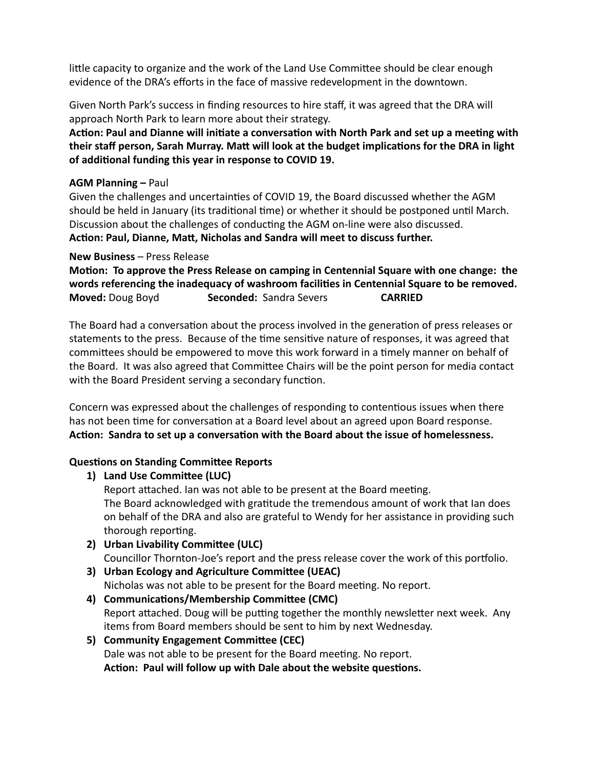little capacity to organize and the work of the Land Use Committee should be clear enough evidence of the DRA's efforts in the face of massive redevelopment in the downtown.

Given North Park's success in finding resources to hire staff, it was agreed that the DRA will approach North Park to learn more about their strategy.
**Action: Paul and Dianne will initiate a conversation with North Park and set up a meeting with their staff person, Sarah Murray. Matt will look at the budget implications for the DRA in light of additional funding this year in response to COVID 19.**

**AGM Planning –** Paul
Given the challenges and uncertainties of COVID 19, the Board discussed whether the AGM should be held in January (its traditional time) or whether it should be postponed until March. Discussion about the challenges of conducting the AGM on-line were also discussed.
**Action: Paul, Dianne, Matt, Nicholas and Sandra will meet to discuss further.**

**New Business** – Press Release
**Motion: To approve the Press Release on camping in Centennial Square with one change: the words referencing the inadequacy of washroom facilities in Centennial Square to be removed.**
**Moved:** Doug Boyd **Seconded:** Sandra Severs **CARRIED**

The Board had a conversation about the process involved in the generation of press releases or statements to the press. Because of the time sensitive nature of responses, it was agreed that committees should be empowered to move this work forward in a timely manner on behalf of the Board. It was also agreed that Committee Chairs will be the point person for media contact with the Board President serving a secondary function.

Concern was expressed about the challenges of responding to contentious issues when there has not been time for conversation at a Board level about an agreed upon Board response.
**Action: Sandra to set up a conversation with the Board about the issue of homelessness.**

**Questions on Standing Committee Reports**

1) **Land Use Committee (LUC)**
   Report attached. Ian was not able to be present at the Board meeting.
   The Board acknowledged with gratitude the tremendous amount of work that Ian does on behalf of the DRA and also are grateful to Wendy for her assistance in providing such thorough reporting.
2) **Urban Livability Committee (ULC)**
   Councillor Thornton-Joe's report and the press release cover the work of this portfolio.
3) **Urban Ecology and Agriculture Committee (UEAC)**
   Nicholas was not able to be present for the Board meeting. No report.
4) **Communications/Membership Committee (CMC)**
   Report attached. Doug will be putting together the monthly newsletter next week. Any items from Board members should be sent to him by next Wednesday.
5) **Community Engagement Committee (CEC)**
   Dale was not able to be present for the Board meeting. No report.
   **Action: Paul will follow up with Dale about the website questions.**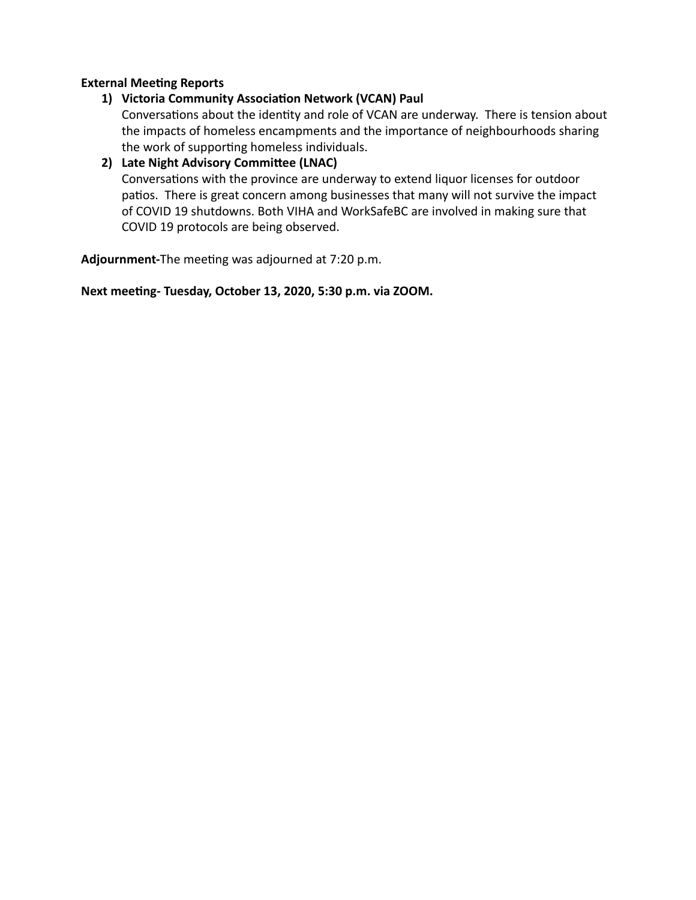**External Meeting Reports**

1) **Victoria Community Association Network (VCAN) Paul**
   Conversations about the identity and role of VCAN are underway. There is tension about the impacts of homeless encampments and the importance of neighbourhoods sharing the work of supporting homeless individuals.
2) **Late Night Advisory Committee (LNAC)**
   Conversations with the province are underway to extend liquor licenses for outdoor patios. There is great concern among businesses that many will not survive the impact of COVID 19 shutdowns. Both VIHA and WorkSafeBC are involved in making sure that COVID 19 protocols are being observed.

**Adjournment-**The meeting was adjourned at 7:20 p.m.

**Next meeting- Tuesday, October 13, 2020, 5:30 p.m. via ZOOM.**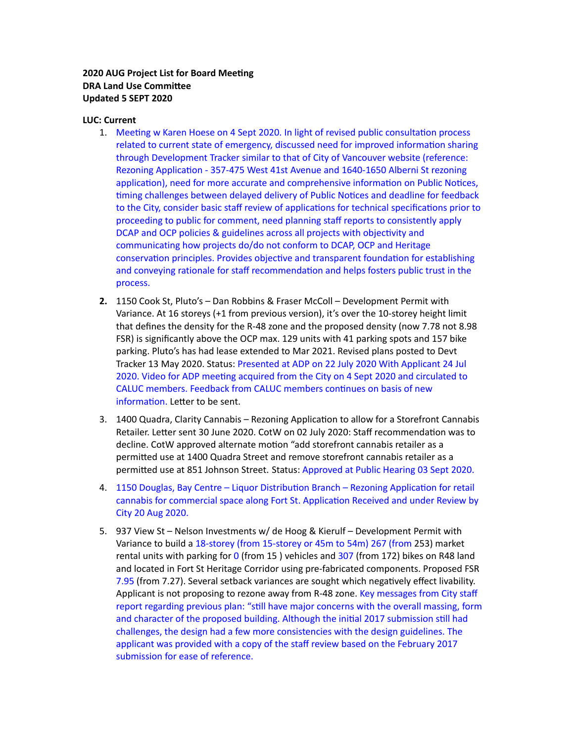**2020 AUG Project List for Board Meeting**
**DRA Land Use Committee**
**Updated 5 SEPT 2020**

**LUC: Current**

1. Meeting w Karen Hoese on 4 Sept 2020. In light of revised public consultation process related to current state of emergency, discussed need for improved information sharing through Development Tracker similar to that of City of Vancouver website (reference: Rezoning Application - 357-475 West 41st Avenue and 1640-1650 Alberni St rezoning application), need for more accurate and comprehensive information on Public Notices, timing challenges between delayed delivery of Public Notices and deadline for feedback to the City, consider basic staff review of applications for technical specifications prior to proceeding to public for comment, need planning staff reports to consistently apply DCAP and OCP policies & guidelines across all projects with objectivity and communicating how projects do/do not conform to DCAP, OCP and Heritage conservation principles. Provides objective and transparent foundation for establishing and conveying rationale for staff recommendation and helps fosters public trust in the process.

2. 1150 Cook St, Pluto's – Dan Robbins & Fraser McColl – Development Permit with Variance. At 16 storeys (+1 from previous version), it's over the 10-storey height limit that defines the density for the R-48 zone and the proposed density (now 7.78 not 8.98 FSR) is significantly above the OCP max. 129 units with 41 parking spots and 157 bike parking. Pluto's has had lease extended to Mar 2021. Revised plans posted to Devt Tracker 13 May 2020. Status: Presented at ADP on 22 July 2020 With Applicant 24 Jul 2020. Video for ADP meeting acquired from the City on 4 Sept 2020 and circulated to CALUC members. Feedback from CALUC members continues on basis of new information. Letter to be sent.

3. 1400 Quadra, Clarity Cannabis – Rezoning Application to allow for a Storefront Cannabis Retailer. Letter sent 30 June 2020. CotW on 02 July 2020: Staff recommendation was to decline. CotW approved alternate motion "add storefront cannabis retailer as a permitted use at 1400 Quadra Street and remove storefront cannabis retailer as a permitted use at 851 Johnson Street. Status: Approved at Public Hearing 03 Sept 2020.

4. 1150 Douglas, Bay Centre – Liquor Distribution Branch – Rezoning Application for retail cannabis for commercial space along Fort St. Application Received and under Review by City 20 Aug 2020.

5. 937 View St – Nelson Investments w/ de Hoog & Kierulf – Development Permit with Variance to build a 18-storey (from 15-storey or 45m to 54m) 267 (from 253) market rental units with parking for 0 (from 15 ) vehicles and 307 (from 172) bikes on R48 land and located in Fort St Heritage Corridor using pre-fabricated components. Proposed FSR 7.95 (from 7.27). Several setback variances are sought which negatively effect livability. Applicant is not proposing to rezone away from R-48 zone. Key messages from City staff report regarding previous plan: "still have major concerns with the overall massing, form and character of the proposed building. Although the initial 2017 submission still had challenges, the design had a few more consistencies with the design guidelines. The applicant was provided with a copy of the staff review based on the February 2017 submission for ease of reference.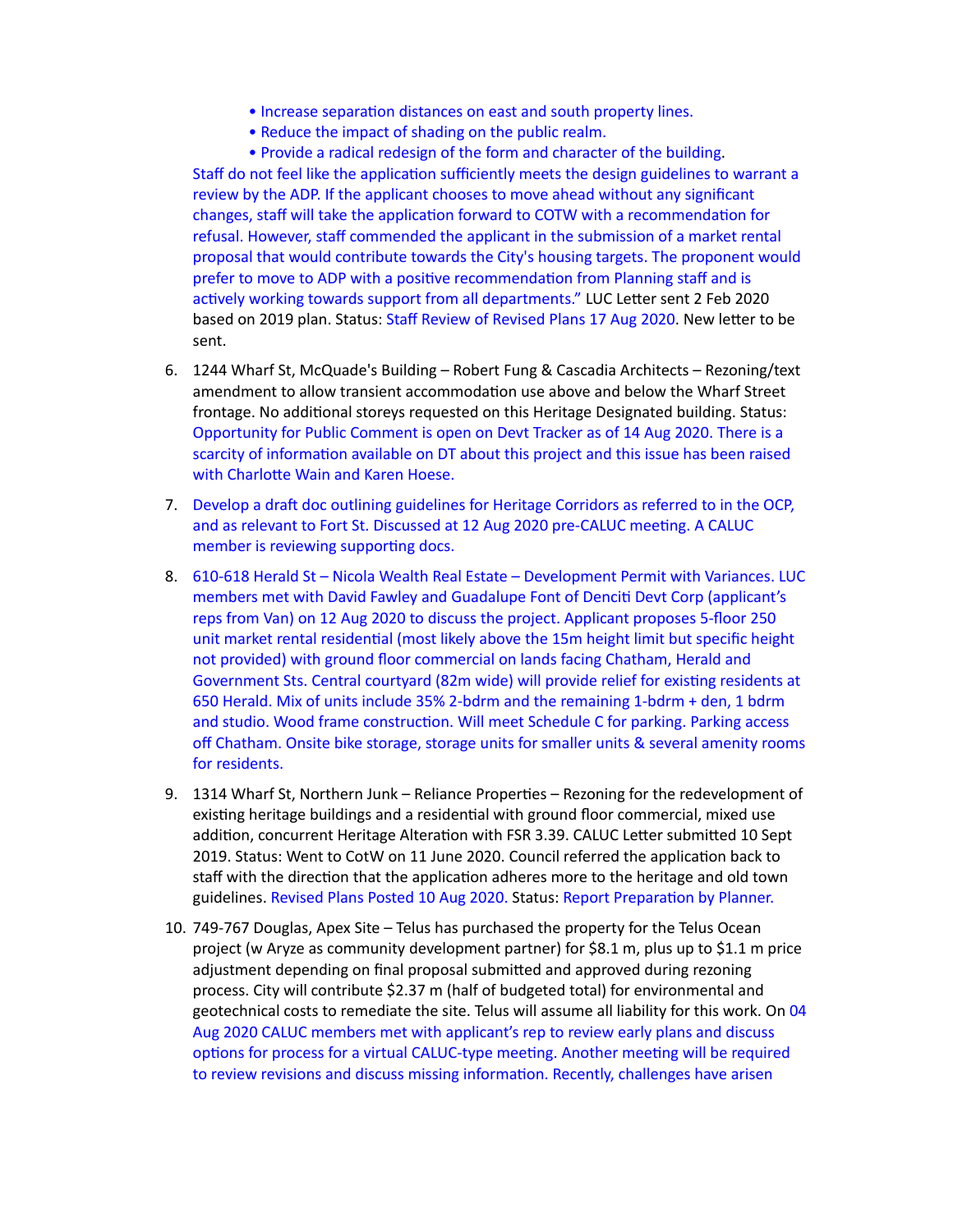- Increase separation distances on east and south property lines.
- Reduce the impact of shading on the public realm.
- Provide a radical redesign of the form and character of the building.

Staff do not feel like the application sufficiently meets the design guidelines to warrant a review by the ADP. If the applicant chooses to move ahead without any significant changes, staff will take the application forward to COTW with a recommendation for refusal. However, staff commended the applicant in the submission of a market rental proposal that would contribute towards the City's housing targets. The proponent would prefer to move to ADP with a positive recommendation from Planning staff and is actively working towards support from all departments." LUC Letter sent 2 Feb 2020 based on 2019 plan. Status: Staff Review of Revised Plans 17 Aug 2020. New letter to be sent.

6. 1244 Wharf St, McQuade's Building – Robert Fung & Cascadia Architects – Rezoning/text amendment to allow transient accommodation use above and below the Wharf Street frontage. No additional storeys requested on this Heritage Designated building. Status: Opportunity for Public Comment is open on Devt Tracker as of 14 Aug 2020. There is a scarcity of information available on DT about this project and this issue has been raised with Charlotte Wain and Karen Hoese.

7. Develop a draft doc outlining guidelines for Heritage Corridors as referred to in the OCP, and as relevant to Fort St. Discussed at 12 Aug 2020 pre-CALUC meeting. A CALUC member is reviewing supporting docs.

8. 610-618 Herald St – Nicola Wealth Real Estate – Development Permit with Variances. LUC members met with David Fawley and Guadalupe Font of Denciti Devt Corp (applicant's reps from Van) on 12 Aug 2020 to discuss the project. Applicant proposes 5-floor 250 unit market rental residential (most likely above the 15m height limit but specific height not provided) with ground floor commercial on lands facing Chatham, Herald and Government Sts. Central courtyard (82m wide) will provide relief for existing residents at 650 Herald. Mix of units include 35% 2-bdrm and the remaining 1-bdrm + den, 1 bdrm and studio. Wood frame construction. Will meet Schedule C for parking. Parking access off Chatham. Onsite bike storage, storage units for smaller units & several amenity rooms for residents.

9. 1314 Wharf St, Northern Junk – Reliance Properties – Rezoning for the redevelopment of existing heritage buildings and a residential with ground floor commercial, mixed use addition, concurrent Heritage Alteration with FSR 3.39. CALUC Letter submitted 10 Sept 2019. Status: Went to CotW on 11 June 2020. Council referred the application back to staff with the direction that the application adheres more to the heritage and old town guidelines. Revised Plans Posted 10 Aug 2020. Status: Report Preparation by Planner.

10. 749-767 Douglas, Apex Site – Telus has purchased the property for the Telus Ocean project (w Aryze as community development partner) for $8.1 m, plus up to $1.1 m price adjustment depending on final proposal submitted and approved during rezoning process. City will contribute $2.37 m (half of budgeted total) for environmental and geotechnical costs to remediate the site. Telus will assume all liability for this work. On 04 Aug 2020 CALUC members met with applicant's rep to review early plans and discuss options for process for a virtual CALUC-type meeting. Another meeting will be required to review revisions and discuss missing information. Recently, challenges have arisen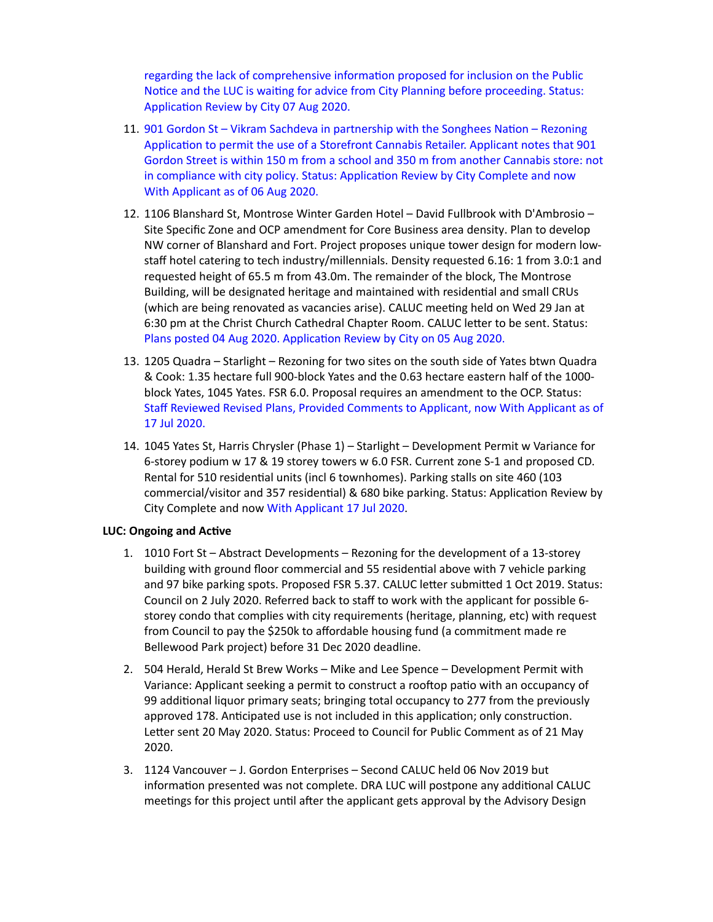regarding the lack of comprehensive information proposed for inclusion on the Public Notice and the LUC is waiting for advice from City Planning before proceeding. Status: Application Review by City 07 Aug 2020.

11. 901 Gordon St – Vikram Sachdeva in partnership with the Songhees Nation – Rezoning Application to permit the use of a Storefront Cannabis Retailer. Applicant notes that 901 Gordon Street is within 150 m from a school and 350 m from another Cannabis store: not in compliance with city policy. Status: Application Review by City Complete and now With Applicant as of 06 Aug 2020.
12. 1106 Blanshard St, Montrose Winter Garden Hotel – David Fullbrook with D'Ambrosio – Site Specific Zone and OCP amendment for Core Business area density. Plan to develop NW corner of Blanshard and Fort. Project proposes unique tower design for modern low-staff hotel catering to tech industry/millennials. Density requested 6.16: 1 from 3.0:1 and requested height of 65.5 m from 43.0m. The remainder of the block, The Montrose Building, will be designated heritage and maintained with residential and small CRUs (which are being renovated as vacancies arise). CALUC meeting held on Wed 29 Jan at 6:30 pm at the Christ Church Cathedral Chapter Room. CALUC letter to be sent. Status: Plans posted 04 Aug 2020. Application Review by City on 05 Aug 2020.
13. 1205 Quadra – Starlight – Rezoning for two sites on the south side of Yates btwn Quadra & Cook: 1.35 hectare full 900-block Yates and the 0.63 hectare eastern half of the 1000-block Yates, 1045 Yates. FSR 6.0. Proposal requires an amendment to the OCP. Status: Staff Reviewed Revised Plans, Provided Comments to Applicant, now With Applicant as of 17 Jul 2020.
14. 1045 Yates St, Harris Chrysler (Phase 1) – Starlight – Development Permit w Variance for 6-storey podium w 17 & 19 storey towers w 6.0 FSR. Current zone S-1 and proposed CD. Rental for 510 residential units (incl 6 townhomes). Parking stalls on site 460 (103 commercial/visitor and 357 residential) & 680 bike parking. Status: Application Review by City Complete and now With Applicant 17 Jul 2020.

**LUC: Ongoing and Active**

1. 1010 Fort St – Abstract Developments – Rezoning for the development of a 13-storey building with ground floor commercial and 55 residential above with 7 vehicle parking and 97 bike parking spots. Proposed FSR 5.37. CALUC letter submitted 1 Oct 2019. Status: Council on 2 July 2020. Referred back to staff to work with the applicant for possible 6-storey condo that complies with city requirements (heritage, planning, etc) with request from Council to pay the $250k to affordable housing fund (a commitment made re Bellewood Park project) before 31 Dec 2020 deadline.
2. 504 Herald, Herald St Brew Works – Mike and Lee Spence – Development Permit with Variance: Applicant seeking a permit to construct a rooftop patio with an occupancy of 99 additional liquor primary seats; bringing total occupancy to 277 from the previously approved 178. Anticipated use is not included in this application; only construction. Letter sent 20 May 2020. Status: Proceed to Council for Public Comment as of 21 May 2020.
3. 1124 Vancouver – J. Gordon Enterprises – Second CALUC held 06 Nov 2019 but information presented was not complete. DRA LUC will postpone any additional CALUC meetings for this project until after the applicant gets approval by the Advisory Design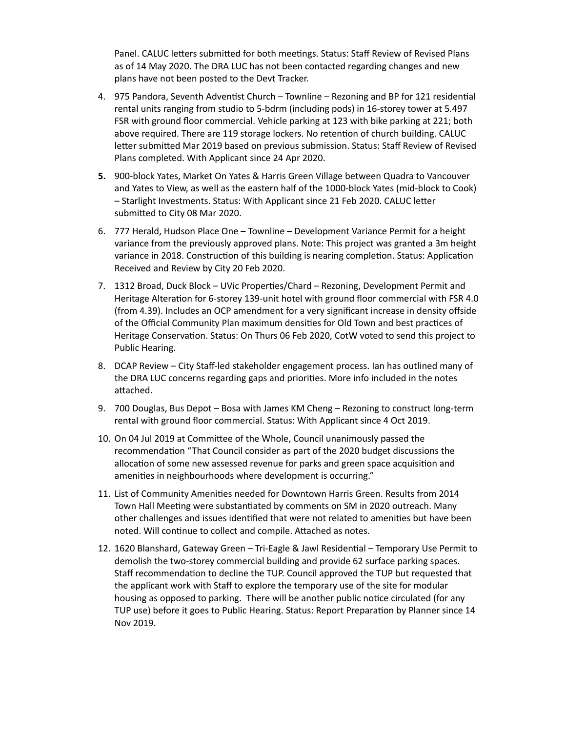Panel. CALUC letters submitted for both meetings. Status: Staff Review of Revised Plans as of 14 May 2020. The DRA LUC has not been contacted regarding changes and new plans have not been posted to the Devt Tracker.

4. 975 Pandora, Seventh Adventist Church – Townline – Rezoning and BP for 121 residential rental units ranging from studio to 5-bdrm (including pods) in 16-storey tower at 5.497 FSR with ground floor commercial. Vehicle parking at 123 with bike parking at 221; both above required. There are 119 storage lockers. No retention of church building. CALUC letter submitted Mar 2019 based on previous submission. Status: Staff Review of Revised Plans completed. With Applicant since 24 Apr 2020.
5. 900-block Yates, Market On Yates & Harris Green Village between Quadra to Vancouver and Yates to View, as well as the eastern half of the 1000-block Yates (mid-block to Cook) – Starlight Investments. Status: With Applicant since 21 Feb 2020. CALUC letter submitted to City 08 Mar 2020.
6. 777 Herald, Hudson Place One – Townline – Development Variance Permit for a height variance from the previously approved plans. Note: This project was granted a 3m height variance in 2018. Construction of this building is nearing completion. Status: Application Received and Review by City 20 Feb 2020.
7. 1312 Broad, Duck Block – UVic Properties/Chard – Rezoning, Development Permit and Heritage Alteration for 6-storey 139-unit hotel with ground floor commercial with FSR 4.0 (from 4.39). Includes an OCP amendment for a very significant increase in density offside of the Official Community Plan maximum densities for Old Town and best practices of Heritage Conservation. Status: On Thurs 06 Feb 2020, CotW voted to send this project to Public Hearing.
8. DCAP Review – City Staff-led stakeholder engagement process. Ian has outlined many of the DRA LUC concerns regarding gaps and priorities. More info included in the notes attached.
9. 700 Douglas, Bus Depot – Bosa with James KM Cheng – Rezoning to construct long-term rental with ground floor commercial. Status: With Applicant since 4 Oct 2019.
10. On 04 Jul 2019 at Committee of the Whole, Council unanimously passed the recommendation "That Council consider as part of the 2020 budget discussions the allocation of some new assessed revenue for parks and green space acquisition and amenities in neighbourhoods where development is occurring."
11. List of Community Amenities needed for Downtown Harris Green. Results from 2014 Town Hall Meeting were substantiated by comments on SM in 2020 outreach. Many other challenges and issues identified that were not related to amenities but have been noted. Will continue to collect and compile. Attached as notes.
12. 1620 Blanshard, Gateway Green – Tri-Eagle & Jawl Residential – Temporary Use Permit to demolish the two-storey commercial building and provide 62 surface parking spaces. Staff recommendation to decline the TUP. Council approved the TUP but requested that the applicant work with Staff to explore the temporary use of the site for modular housing as opposed to parking. There will be another public notice circulated (for any TUP use) before it goes to Public Hearing. Status: Report Preparation by Planner since 14 Nov 2019.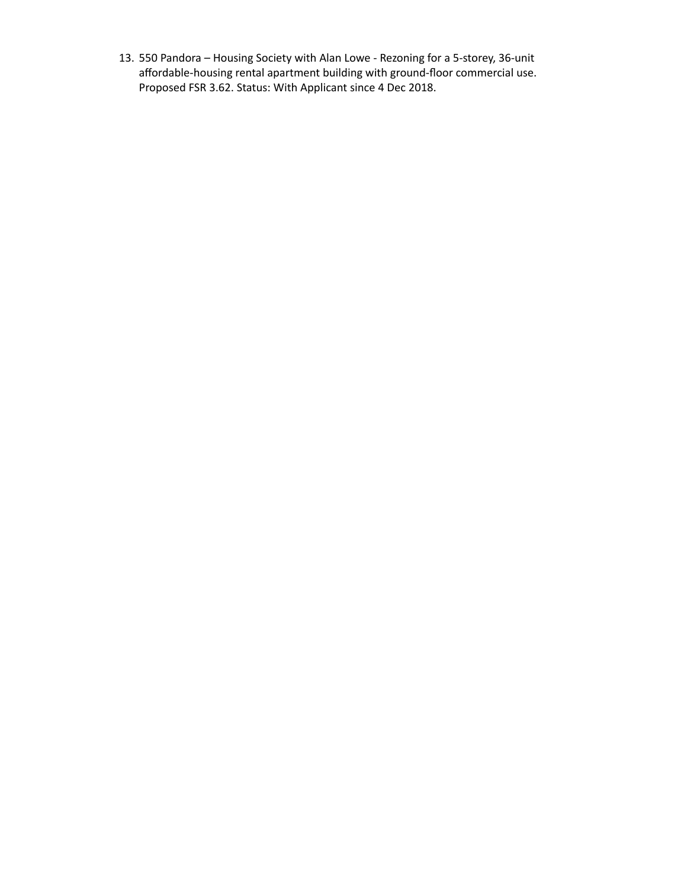13. 550 Pandora – Housing Society with Alan Lowe - Rezoning for a 5-storey, 36-unit affordable-housing rental apartment building with ground-floor commercial use. Proposed FSR 3.62. Status: With Applicant since 4 Dec 2018.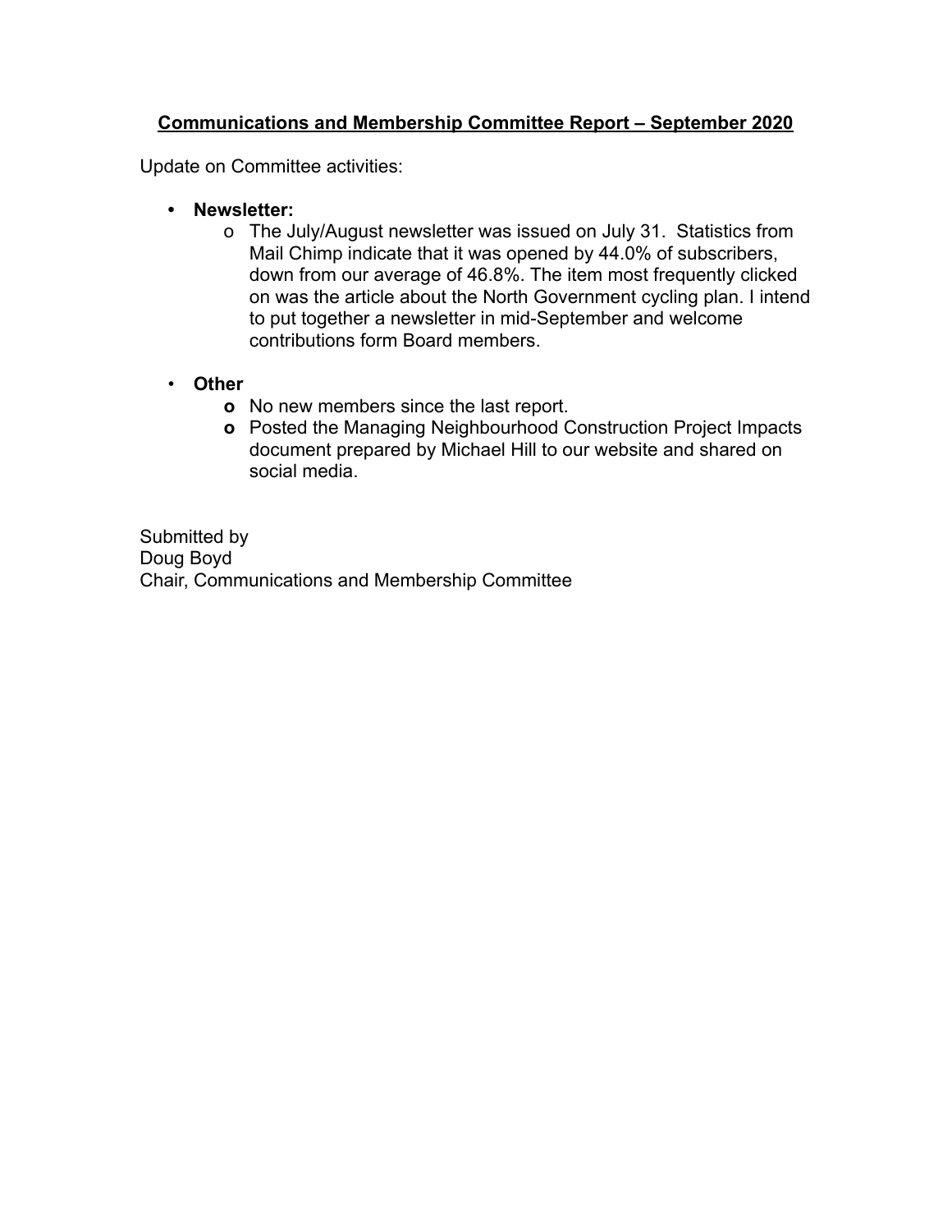**Communications and Membership Committee Report – September 2020**

Update on Committee activities:

- **Newsletter:**
  - The July/August newsletter was issued on July 31. Statistics from Mail Chimp indicate that it was opened by 44.0% of subscribers, down from our average of 46.8%. The item most frequently clicked on was the article about the North Government cycling plan. I intend to put together a newsletter in mid-September and welcome contributions form Board members.

- **Other**
  - No new members since the last report.
  - Posted the Managing Neighbourhood Construction Project Impacts document prepared by Michael Hill to our website and shared on social media.

Submitted by
Doug Boyd
Chair, Communications and Membership Committee